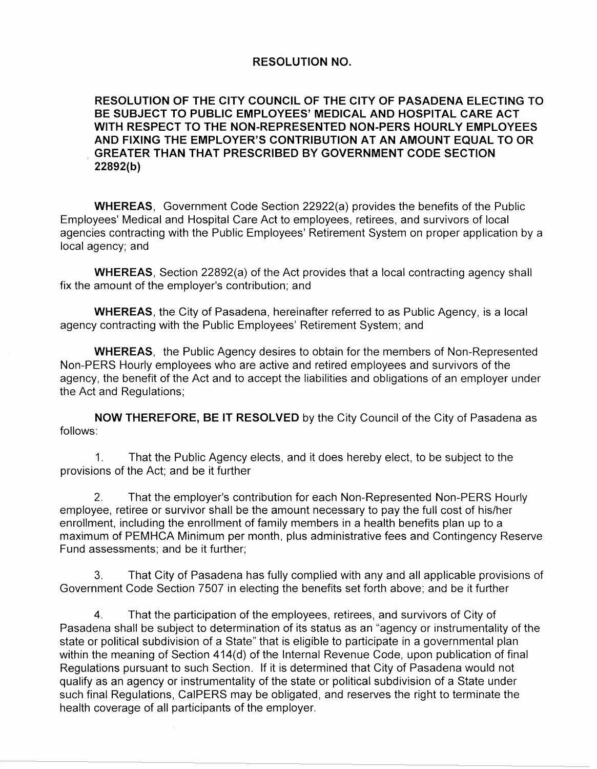# RESOLUTION NO.

**RESOLUTION OF THE CITY COUNCIL OF THE CITY OF PASADENA ELECTING TO BE SUBJECT TO PUBLIC EMPLOYEES' MEDICAL AND HOSPITAL CARE ACT WITH RESPECT TO THE NON-REPRESENTED NON-PERS HOURLY EMPLOYEES AND FIXING THE EMPLOYER'S CONTRIBUTION AT AN AMOUNT EQUAL TO OR GREATER THAN THAT PRESCRIBED BY GOVERNMENT CODE SECTION 22892(b)**

**WHEREAS**, Government Code Section 22922(a) provides the benefits of the Public Employees' Medical and Hospital Care Act to employees, retirees, and survivors of local agencies contracting with the Public Employees' Retirement System on proper application by a local agency; and

**WHEREAS**, Section 22892(a) of the Act provides that a local contracting agency shall fix the amount of the employer's contribution; and

**WHEREAS**, the City of Pasadena, hereinafter referred to as Public Agency, is a local agency contracting with the Public Employees' Retirement System; and

**WHEREAS**, the Public Agency desires to obtain for the members of Non-Represented Non-PERS Hourly employees who are active and retired employees and survivors of the agency, the benefit of the Act and to accept the liabilities and obligations of an employer under the Act and Regulations;

**NOW THEREFORE, BE IT RESOLVED** by the City Council of the City of Pasadena as follows:

1. That the Public Agency elects, and it does hereby elect, to be subject to the provisions of the Act; and be it further

2. That the employer's contribution for each Non-Represented Non-PERS Hourly employee, retiree or survivor shall be the amount necessary to pay the full cost of his/her enrollment, including the enrollment of family members in a health benefits plan up to a maximum of PEMHCA Minimum per month, plus administrative fees and Contingency Reserve Fund assessments; and be it further;

3. That City of Pasadena has fully complied with any and all applicable provisions of Government Code Section 7507 in electing the benefits set forth above; and be it further

4. That the participation of the employees, retirees, and survivors of City of Pasadena shall be subject to determination of its status as an "agency or instrumentality of the state or political subdivision of a State" that is eligible to participate in a governmental plan within the meaning of Section 414(d) of the Internal Revenue Code, upon publication of final Regulations pursuant to such Section. If it is determined that City of Pasadena would not qualify as an agency or instrumentality of the state or political subdivision of a State under such final Regulations, CalPERS may be obligated, and reserves the right to terminate the health coverage of all participants of the employer.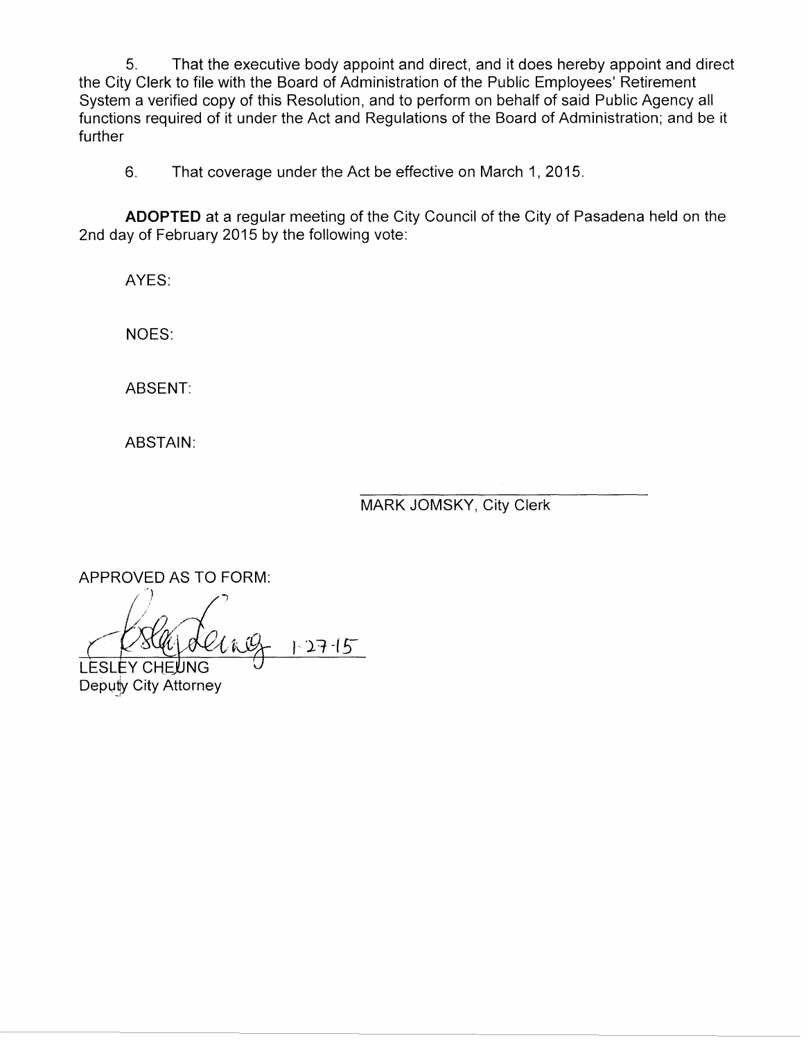5. That the executive body appoint and direct, and it does hereby appoint and direct the City Clerk to file with the Board of Administration of the Public Employees' Retirement System a verified copy of this Resolution, and to perform on behalf of said Public Agency all functions required of it under the Act and Regulations of the Board of Administration; and be it further

6. That coverage under the Act be effective on March 1, 2015.

**ADOPTED** at a regular meeting of the City Council of the City of Pasadena held on the 2nd day of February 2015 by the following vote:

AYES:

NOES:

ABSENT:

ABSTAIN:

MARK JOMSKY, City Clerk

APPROVED AS TO FORM:

1-27-15

LESLEY CHEUNG
Deputy City Attorney